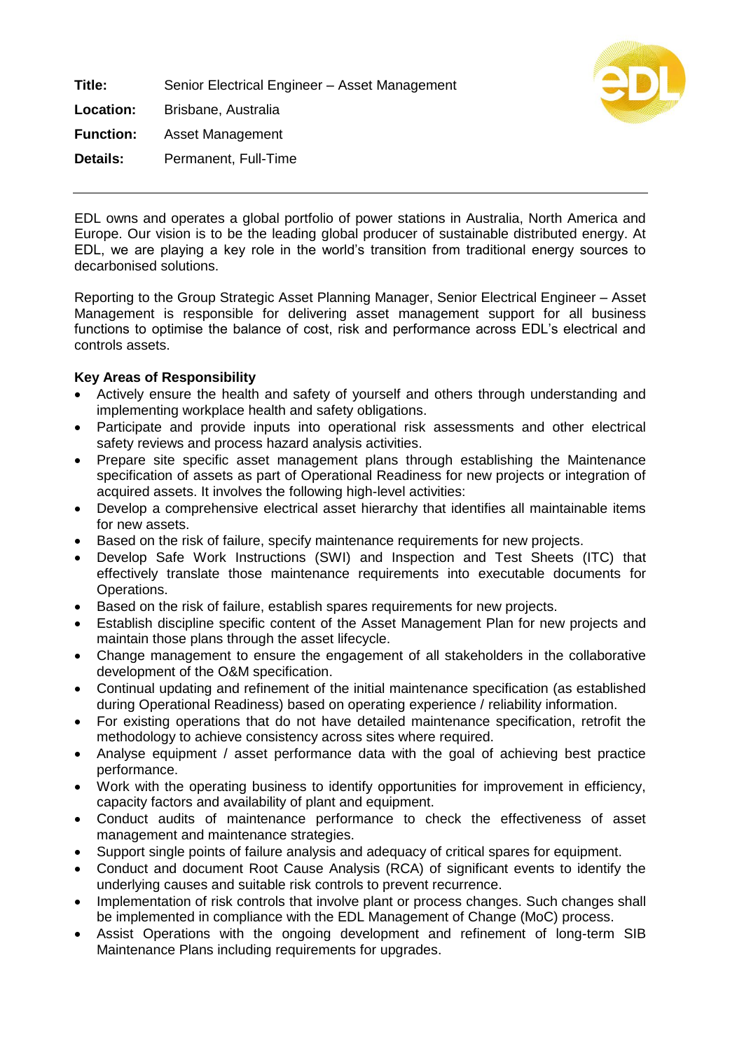**Title:** Senior Electrical Engineer – Asset Management

**Location:** Brisbane, Australia

**Function:** Asset Management

**Details:** Permanent, Full-Time

---

EDL owns and operates a global portfolio of power stations in Australia, North America and Europe. Our vision is to be the leading global producer of sustainable distributed energy. At EDL, we are playing a key role in the world's transition from traditional energy sources to decarbonised solutions.

Reporting to the Group Strategic Asset Planning Manager, Senior Electrical Engineer – Asset Management is responsible for delivering asset management support for all business functions to optimise the balance of cost, risk and performance across EDL's electrical and controls assets.

**Key Areas of Responsibility**

- Actively ensure the health and safety of yourself and others through understanding and implementing workplace health and safety obligations.
- Participate and provide inputs into operational risk assessments and other electrical safety reviews and process hazard analysis activities.
- Prepare site specific asset management plans through establishing the Maintenance specification of assets as part of Operational Readiness for new projects or integration of acquired assets. It involves the following high-level activities:
- Develop a comprehensive electrical asset hierarchy that identifies all maintainable items for new assets.
- Based on the risk of failure, specify maintenance requirements for new projects.
- Develop Safe Work Instructions (SWI) and Inspection and Test Sheets (ITC) that effectively translate those maintenance requirements into executable documents for Operations.
- Based on the risk of failure, establish spares requirements for new projects.
- Establish discipline specific content of the Asset Management Plan for new projects and maintain those plans through the asset lifecycle.
- Change management to ensure the engagement of all stakeholders in the collaborative development of the O&M specification.
- Continual updating and refinement of the initial maintenance specification (as established during Operational Readiness) based on operating experience / reliability information.
- For existing operations that do not have detailed maintenance specification, retrofit the methodology to achieve consistency across sites where required.
- Analyse equipment / asset performance data with the goal of achieving best practice performance.
- Work with the operating business to identify opportunities for improvement in efficiency, capacity factors and availability of plant and equipment.
- Conduct audits of maintenance performance to check the effectiveness of asset management and maintenance strategies.
- Support single points of failure analysis and adequacy of critical spares for equipment.
- Conduct and document Root Cause Analysis (RCA) of significant events to identify the underlying causes and suitable risk controls to prevent recurrence.
- Implementation of risk controls that involve plant or process changes. Such changes shall be implemented in compliance with the EDL Management of Change (MoC) process.
- Assist Operations with the ongoing development and refinement of long-term SIB Maintenance Plans including requirements for upgrades.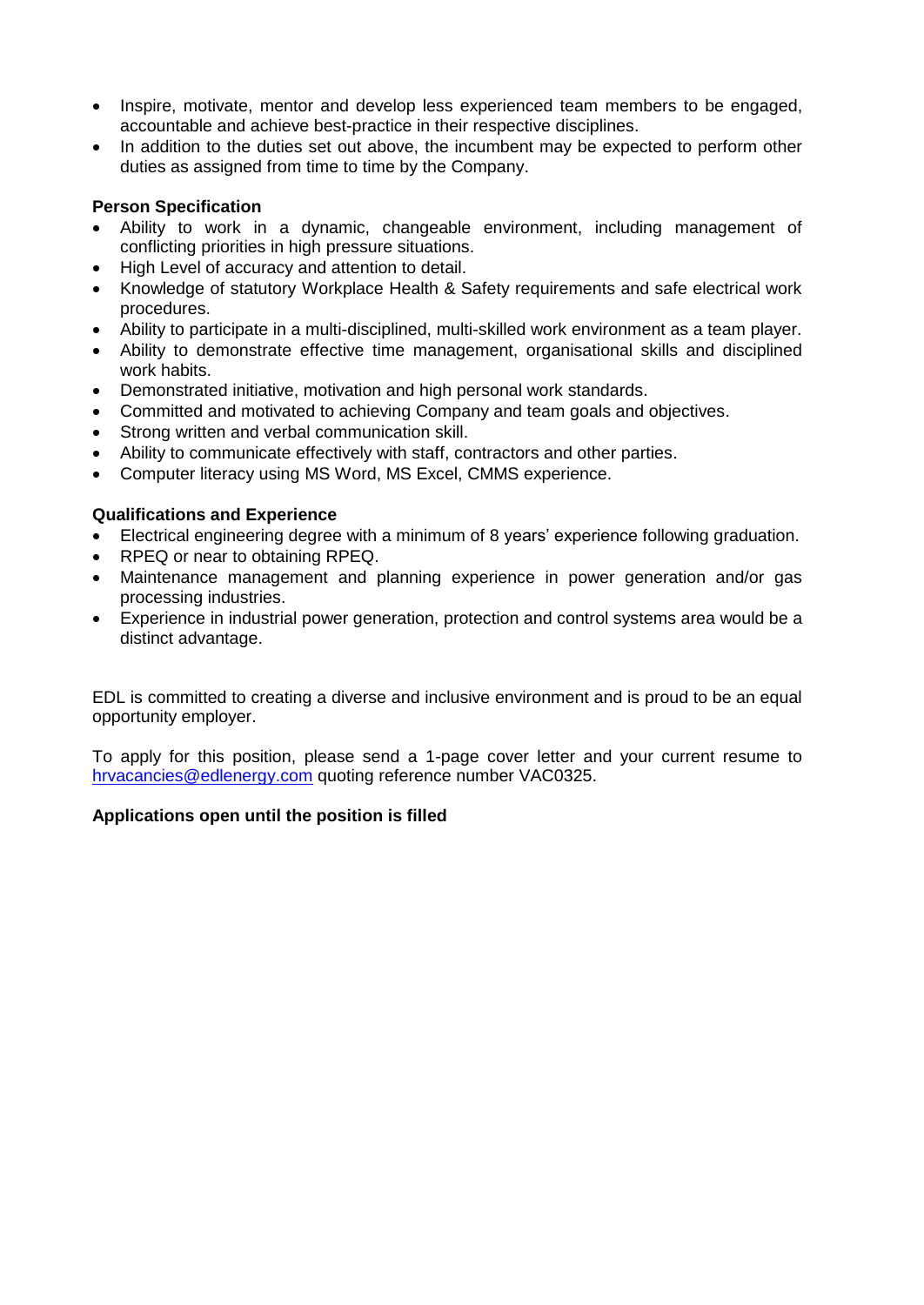- Inspire, motivate, mentor and develop less experienced team members to be engaged, accountable and achieve best-practice in their respective disciplines.
- In addition to the duties set out above, the incumbent may be expected to perform other duties as assigned from time to time by the Company.

**Person Specification**

- Ability to work in a dynamic, changeable environment, including management of conflicting priorities in high pressure situations.
- High Level of accuracy and attention to detail.
- Knowledge of statutory Workplace Health & Safety requirements and safe electrical work procedures.
- Ability to participate in a multi-disciplined, multi-skilled work environment as a team player.
- Ability to demonstrate effective time management, organisational skills and disciplined work habits.
- Demonstrated initiative, motivation and high personal work standards.
- Committed and motivated to achieving Company and team goals and objectives.
- Strong written and verbal communication skill.
- Ability to communicate effectively with staff, contractors and other parties.
- Computer literacy using MS Word, MS Excel, CMMS experience.

**Qualifications and Experience**

- Electrical engineering degree with a minimum of 8 years' experience following graduation.
- RPEQ or near to obtaining RPEQ.
- Maintenance management and planning experience in power generation and/or gas processing industries.
- Experience in industrial power generation, protection and control systems area would be a distinct advantage.

EDL is committed to creating a diverse and inclusive environment and is proud to be an equal opportunity employer.

To apply for this position, please send a 1-page cover letter and your current resume to [hrvacancies@edlenergy.com](mailto:hrvacancies@edlenergy.com) quoting reference number VAC0325.

**Applications open until the position is filled**